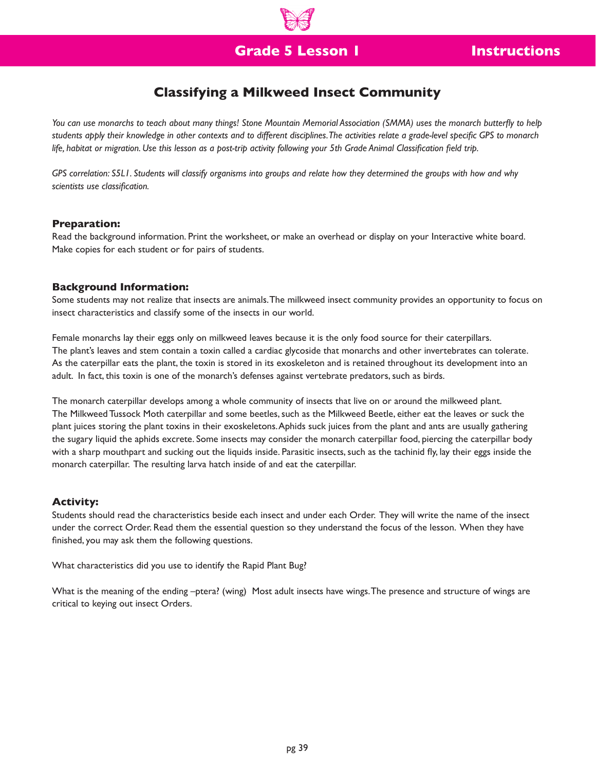# Grade 5 Lesson 1 Instructions

## Classifying a Milkweed Insect Community

*You can use monarchs to teach about many things! Stone Mountain Memorial Association (SMMA) uses the monarch butterfly to help students apply their knowledge in other contexts and to different disciplines. The activities relate a grade-level specific GPS to monarch life, habitat or migration. Use this lesson as a post-trip activity following your 5th Grade Animal Classification field trip.*

*GPS correlation: S5L1. Students will classify organisms into groups and relate how they determined the groups with how and why scientists use classification.*

### Preparation:

Read the background information. Print the worksheet, or make an overhead or display on your Interactive white board. Make copies for each student or for pairs of students.

### Background Information:

Some students may not realize that insects are animals. The milkweed insect community provides an opportunity to focus on insect characteristics and classify some of the insects in our world.

Female monarchs lay their eggs only on milkweed leaves because it is the only food source for their caterpillars. The plant's leaves and stem contain a toxin called a cardiac glycoside that monarchs and other invertebrates can tolerate. As the caterpillar eats the plant, the toxin is stored in its exoskeleton and is retained throughout its development into an adult. In fact, this toxin is one of the monarch's defenses against vertebrate predators, such as birds.

The monarch caterpillar develops among a whole community of insects that live on or around the milkweed plant. The Milkweed Tussock Moth caterpillar and some beetles, such as the Milkweed Beetle, either eat the leaves or suck the plant juices storing the plant toxins in their exoskeletons. Aphids suck juices from the plant and ants are usually gathering the sugary liquid the aphids excrete. Some insects may consider the monarch caterpillar food, piercing the caterpillar body with a sharp mouthpart and sucking out the liquids inside. Parasitic insects, such as the tachinid fly, lay their eggs inside the monarch caterpillar. The resulting larva hatch inside of and eat the caterpillar.

### Activity:

Students should read the characteristics beside each insect and under each Order. They will write the name of the insect under the correct Order. Read them the essential question so they understand the focus of the lesson. When they have finished, you may ask them the following questions.

What characteristics did you use to identify the Rapid Plant Bug?

What is the meaning of the ending –ptera? (wing) Most adult insects have wings. The presence and structure of wings are critical to keying out insect Orders.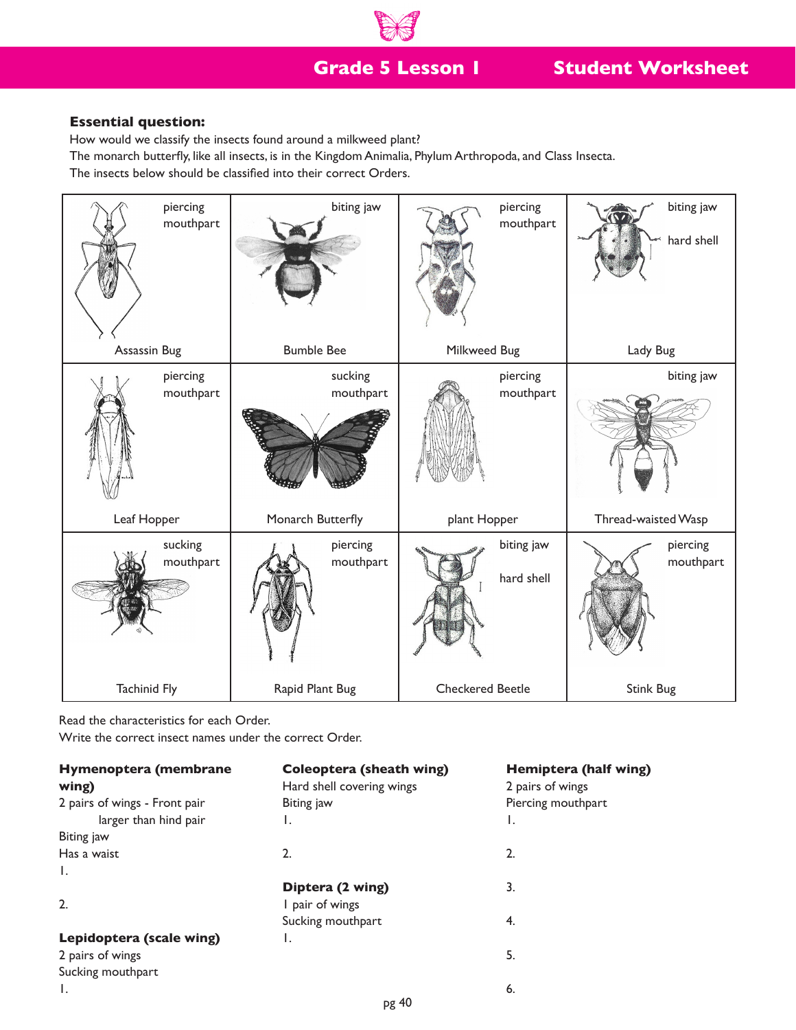**Grade 5 Lesson 1** **Student Worksheet**

**Essential question:**

How would we classify the insects found around a milkweed plant?

The monarch butterfly, like all insects, is in the Kingdom Animalia, Phylum Arthropoda, and Class Insecta.

The insects below should be classified into their correct Orders.

| | | | |
|---|---|---|---|
| piercing mouthpart<br>Assassin Bug | biting jaw<br>Bumble Bee | piercing mouthpart<br>Milkweed Bug | biting jaw<br>hard shell<br>Lady Bug |
| piercing mouthpart<br>Leaf Hopper | sucking mouthpart<br>Monarch Butterfly | piercing mouthpart<br>plant Hopper | biting jaw<br>Thread-waisted Wasp |
| sucking mouthpart<br>Tachinid Fly | piercing mouthpart<br>Rapid Plant Bug | biting jaw<br>hard shell<br>Checkered Beetle | piercing mouthpart<br>Stink Bug |

Read the characteristics for each Order.

Write the correct insect names under the correct Order.

**Hymenoptera (membrane wing)**

2 pairs of wings - Front pair larger than hind pair

Biting jaw

Has a waist

1.

2.

**Lepidoptera (scale wing)**

2 pairs of wings

Sucking mouthpart

1.

**Coleoptera (sheath wing)**

Hard shell covering wings

Biting jaw

1.

2.

**Diptera (2 wing)**

1 pair of wings

Sucking mouthpart

1.

**Hemiptera (half wing)**

2 pairs of wings

Piercing mouthpart

1.

2.

3.

4.

5.

6.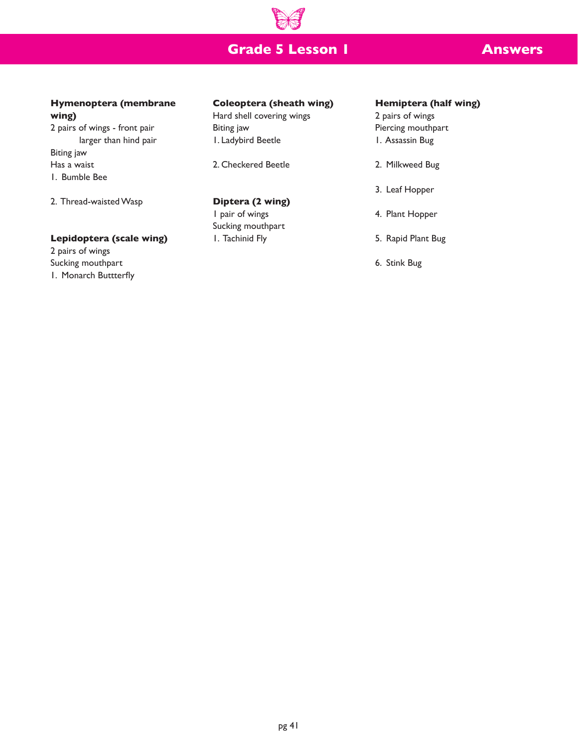# Grade 5 Lesson 1 Answers

**Hymenoptera (membrane wing)**
2 pairs of wings - front pair larger than hind pair
Biting jaw
Has a waist
1. Bumble Bee

2. Thread-waisted Wasp

**Lepidoptera (scale wing)**
2 pairs of wings
Sucking mouthpart
1. Monarch Buttterfly

**Coleoptera (sheath wing)**
Hard shell covering wings
Biting jaw
1. Ladybird Beetle

2. Checkered Beetle

**Diptera (2 wing)**
1 pair of wings
Sucking mouthpart
1. Tachinid Fly

**Hemiptera (half wing)**
2 pairs of wings
Piercing mouthpart
1. Assassin Bug

2. Milkweed Bug

3. Leaf Hopper

4. Plant Hopper

5. Rapid Plant Bug

6. Stink Bug